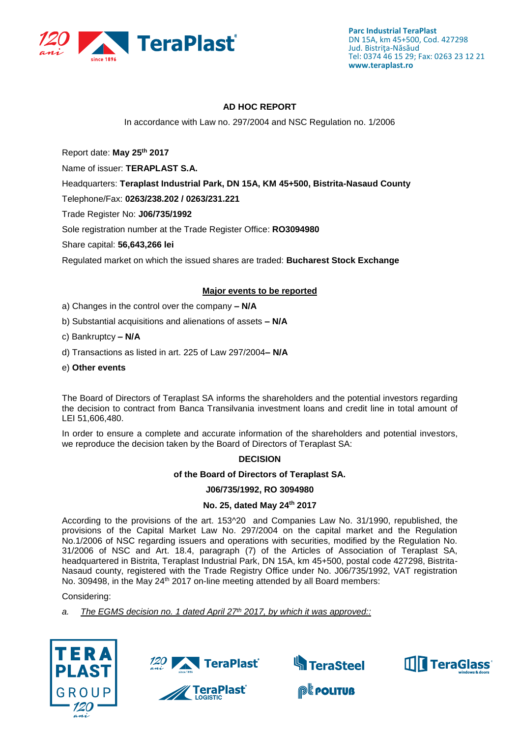## AD HOC REPORT

In accordance with Law no. 297/2004 and NSC Regulation no. 1/2006

Report date: **May 25th 2017**

Name of issuer: **TERAPLAST S.A.**

Headquarters: **Teraplast Industrial Park, DN 15A, KM 45+500, Bistrita-Nasaud County**

Telephone/Fax: **0263/238.202 / 0263/231.221**

Trade Register No: **J06/735/1992**

Sole registration number at the Trade Register Office: **RO3094980**

Share capital: **56,643,266 lei**

Regulated market on which the issued shares are traded: **Bucharest Stock Exchange**

### Major events to be reported

a) Changes in the control over the company **– N/A**

b) Substantial acquisitions and alienations of assets **– N/A**

c) Bankruptcy **– N/A**

d) Transactions as listed in art. 225 of Law 297/2004**– N/A**

e) **Other events**

The Board of Directors of Teraplast SA informs the shareholders and the potential investors regarding the decision to contract from Banca Transilvania investment loans and credit line in total amount of LEI 51,606,480.

In order to ensure a complete and accurate information of the shareholders and potential investors, we reproduce the decision taken by the Board of Directors of Teraplast SA:

**DECISION**

**of the Board of Directors of Teraplast SA.**

**J06/735/1992, RO 3094980**

**No. 25, dated May 24th 2017**

According to the provisions of the art. 153^20 and Companies Law No. 31/1990, republished, the provisions of the Capital Market Law No. 297/2004 on the capital market and the Regulation No.1/2006 of NSC regarding issuers and operations with securities, modified by the Regulation No. 31/2006 of NSC and Art. 18.4, paragraph (7) of the Articles of Association of Teraplast SA, headquartered in Bistrita, Teraplast Industrial Park, DN 15A, km 45+500, postal code 427298, Bistrita-Nasaud county, registered with the Trade Registry Office under No. J06/735/1992, VAT registration No. 309498, in the May 24th 2017 on-line meeting attended by all Board members:

Considering:

*a.* *The EGMS decision no. 1 dated April 27th 2017, by which it was approved::*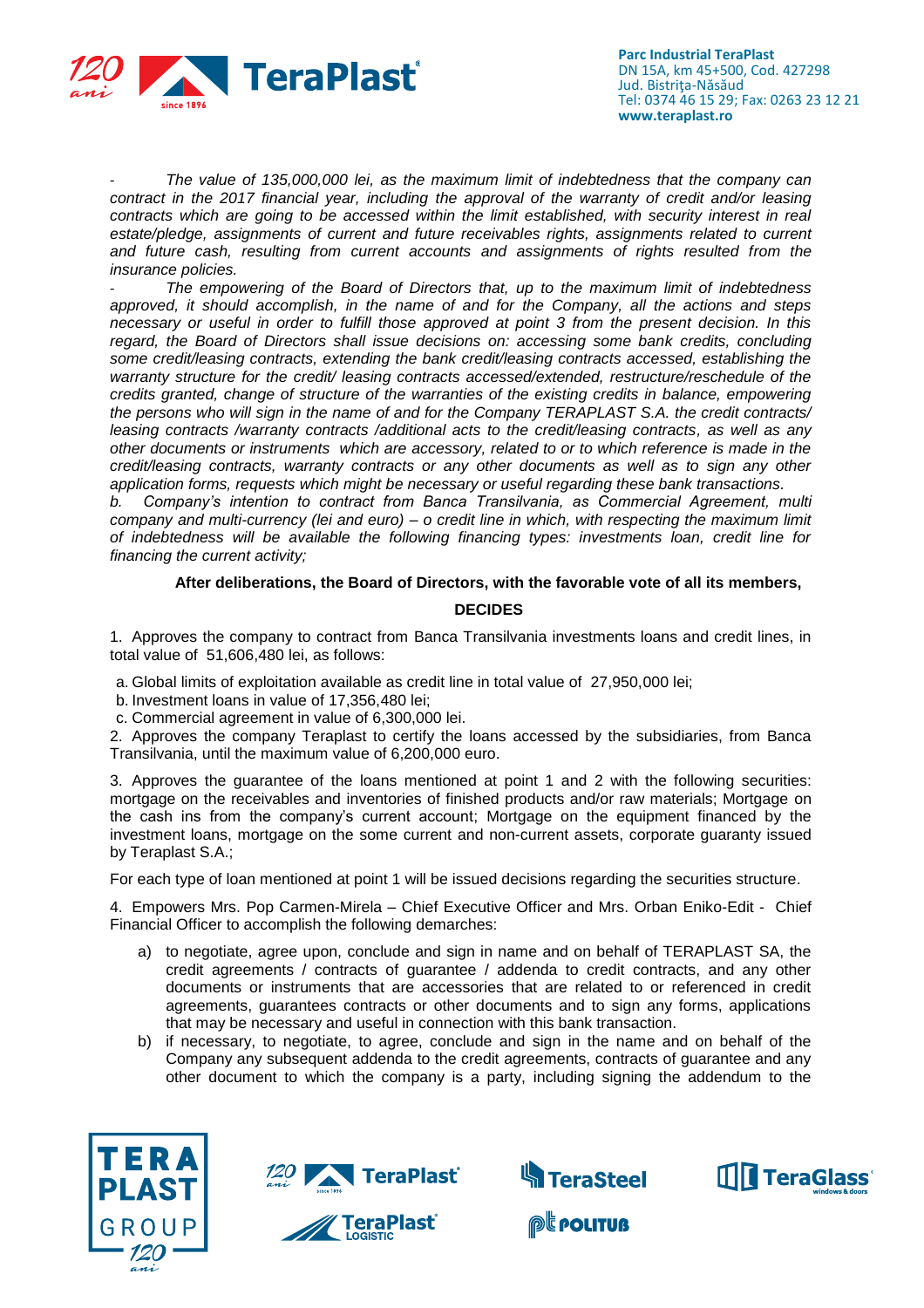- *The value of 135,000,000 lei, as the maximum limit of indebtedness that the company can contract in the 2017 financial year, including the approval of the warranty of credit and/or leasing contracts which are going to be accessed within the limit established, with security interest in real estate/pledge, assignments of current and future receivables rights, assignments related to current and future cash, resulting from current accounts and assignments of rights resulted from the insurance policies.*
- *The empowering of the Board of Directors that, up to the maximum limit of indebtedness approved, it should accomplish, in the name of and for the Company, all the actions and steps necessary or useful in order to fulfill those approved at point 3 from the present decision. In this regard, the Board of Directors shall issue decisions on: accessing some bank credits, concluding some credit/leasing contracts, extending the bank credit/leasing contracts accessed, establishing the warranty structure for the credit/ leasing contracts accessed/extended, restructure/reschedule of the credits granted, change of structure of the warranties of the existing credits in balance, empowering the persons who will sign in the name of and for the Company TERAPLAST S.A. the credit contracts/ leasing contracts /warranty contracts /additional acts to the credit/leasing contracts, as well as any other documents or instruments which are accessory, related to or to which reference is made in the credit/leasing contracts, warranty contracts or any other documents as well as to sign any other application forms, requests which might be necessary or useful regarding these bank transactions.*

*b. Company's intention to contract from Banca Transilvania, as Commercial Agreement, multi company and multi-currency (lei and euro) – o credit line in which, with respecting the maximum limit of indebtedness will be available the following financing types: investments loan, credit line for financing the current activity;*

**After deliberations, the Board of Directors, with the favorable vote of all its members,**

**DECIDES**

1. Approves the company to contract from Banca Transilvania investments loans and credit lines, in total value of 51,606,480 lei, as follows:

a. Global limits of exploitation available as credit line in total value of 27,950,000 lei;
b. Investment loans in value of 17,356,480 lei;
c. Commercial agreement in value of 6,300,000 lei.

2. Approves the company Teraplast to certify the loans accessed by the subsidiaries, from Banca Transilvania, until the maximum value of 6,200,000 euro.

3. Approves the guarantee of the loans mentioned at point 1 and 2 with the following securities: mortgage on the receivables and inventories of finished products and/or raw materials; Mortgage on the cash ins from the company's current account; Mortgage on the equipment financed by the investment loans, mortgage on the some current and non-current assets, corporate guaranty issued by Teraplast S.A.;

For each type of loan mentioned at point 1 will be issued decisions regarding the securities structure.

4. Empowers Mrs. Pop Carmen-Mirela – Chief Executive Officer and Mrs. Orban Eniko-Edit - Chief Financial Officer to accomplish the following demarches:

a) to negotiate, agree upon, conclude and sign in name and on behalf of TERAPLAST SA, the credit agreements / contracts of guarantee / addenda to credit contracts, and any other documents or instruments that are accessories that are related to or referenced in credit agreements, guarantees contracts or other documents and to sign any forms, applications that may be necessary and useful in connection with this bank transaction.
b) if necessary, to negotiate, to agree, conclude and sign in the name and on behalf of the Company any subsequent addenda to the credit agreements, contracts of guarantee and any other document to which the company is a party, including signing the addendum to the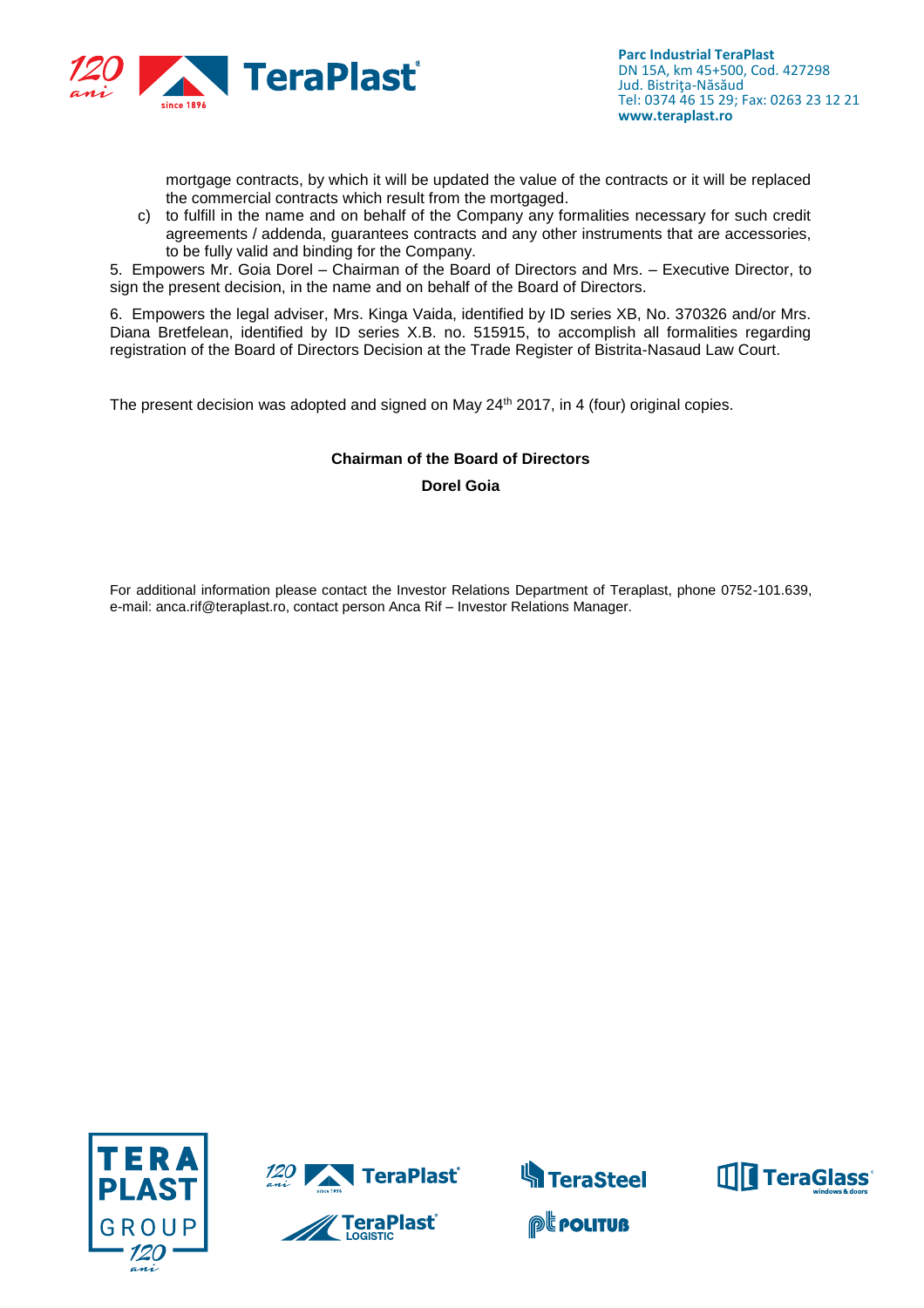mortgage contracts, by which it will be updated the value of the contracts or it will be replaced the commercial contracts which result from the mortgaged.

c) to fulfill in the name and on behalf of the Company any formalities necessary for such credit agreements / addenda, guarantees contracts and any other instruments that are accessories, to be fully valid and binding for the Company.

5. Empowers Mr. Goia Dorel – Chairman of the Board of Directors and Mrs. – Executive Director, to sign the present decision, in the name and on behalf of the Board of Directors.

6. Empowers the legal adviser, Mrs. Kinga Vaida, identified by ID series XB, No. 370326 and/or Mrs. Diana Bretfelean, identified by ID series X.B. no. 515915, to accomplish all formalities regarding registration of the Board of Directors Decision at the Trade Register of Bistrita-Nasaud Law Court.

The present decision was adopted and signed on May 24th 2017, in 4 (four) original copies.

**Chairman of the Board of Directors**

**Dorel Goia**

For additional information please contact the Investor Relations Department of Teraplast, phone 0752-101.639, e-mail: anca.rif@teraplast.ro, contact person Anca Rif – Investor Relations Manager.